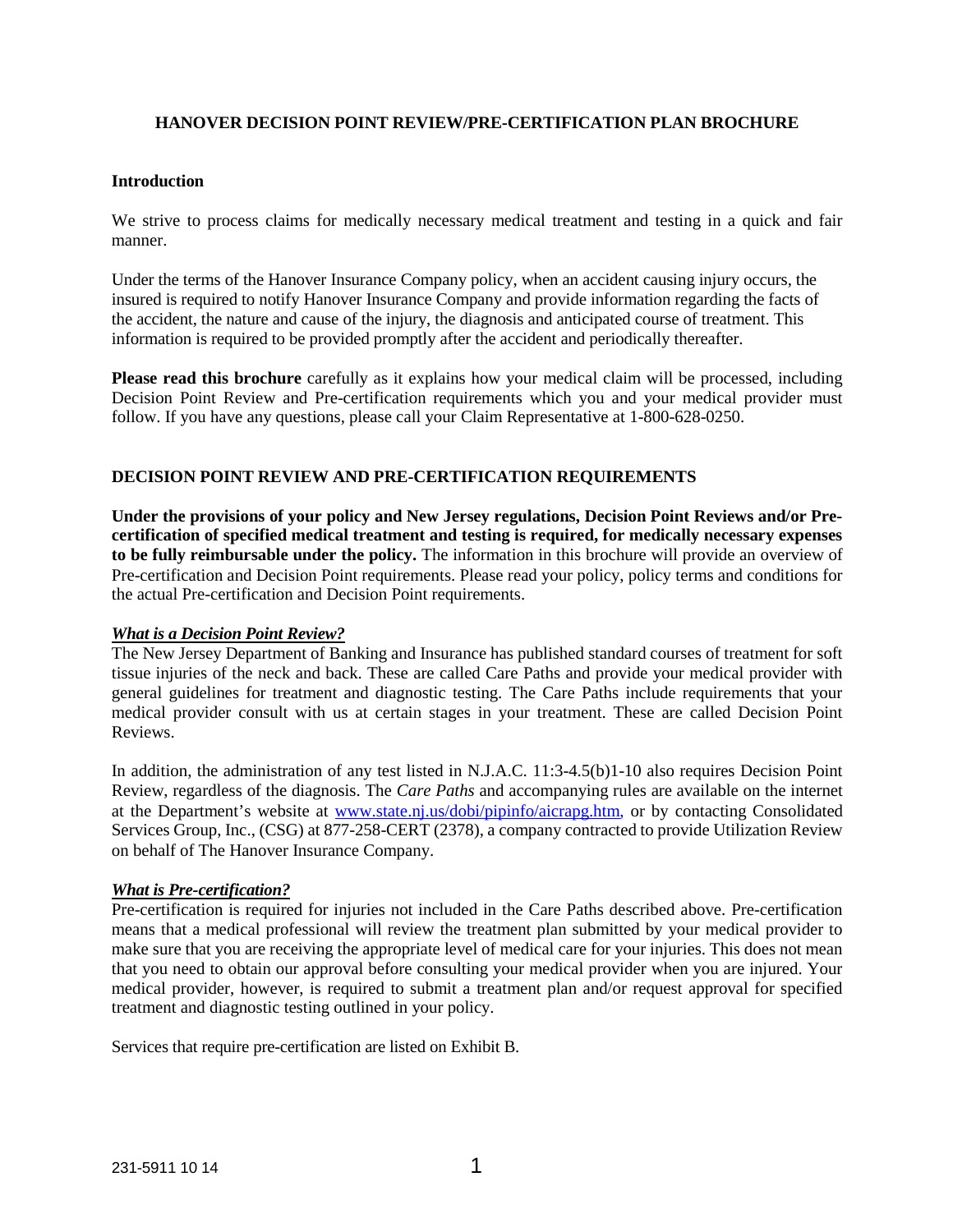# HANOVER DECISION POINT REVIEW/PRE-CERTIFICATION PLAN BROCHURE

## Introduction

We strive to process claims for medically necessary medical treatment and testing in a quick and fair manner.

Under the terms of the Hanover Insurance Company policy, when an accident causing injury occurs, the insured is required to notify Hanover Insurance Company and provide information regarding the facts of the accident, the nature and cause of the injury, the diagnosis and anticipated course of treatment. This information is required to be provided promptly after the accident and periodically thereafter.

**Please read this brochure** carefully as it explains how your medical claim will be processed, including Decision Point Review and Pre-certification requirements which you and your medical provider must follow. If you have any questions, please call your Claim Representative at 1-800-628-0250.

## DECISION POINT REVIEW AND PRE-CERTIFICATION REQUIREMENTS

**Under the provisions of your policy and New Jersey regulations, Decision Point Reviews and/or Pre-certification of specified medical treatment and testing is required, for medically necessary expenses to be fully reimbursable under the policy.** The information in this brochure will provide an overview of Pre-certification and Decision Point requirements. Please read your policy, policy terms and conditions for the actual Pre-certification and Decision Point requirements.

### ***What is a Decision Point Review?***

The New Jersey Department of Banking and Insurance has published standard courses of treatment for soft tissue injuries of the neck and back. These are called Care Paths and provide your medical provider with general guidelines for treatment and diagnostic testing. The Care Paths include requirements that your medical provider consult with us at certain stages in your treatment. These are called Decision Point Reviews.

In addition, the administration of any test listed in N.J.A.C. 11:3-4.5(b)1-10 also requires Decision Point Review, regardless of the diagnosis. The *Care Paths* and accompanying rules are available on the internet at the Department's website at www.state.nj.us/dobi/pipinfo/aicrapg.htm, or by contacting Consolidated Services Group, Inc., (CSG) at 877-258-CERT (2378), a company contracted to provide Utilization Review on behalf of The Hanover Insurance Company.

### ***What is Pre-certification?***

Pre-certification is required for injuries not included in the Care Paths described above. Pre-certification means that a medical professional will review the treatment plan submitted by your medical provider to make sure that you are receiving the appropriate level of medical care for your injuries. This does not mean that you need to obtain our approval before consulting your medical provider when you are injured. Your medical provider, however, is required to submit a treatment plan and/or request approval for specified treatment and diagnostic testing outlined in your policy.

Services that require pre-certification are listed on Exhibit B.

231-5911 10 14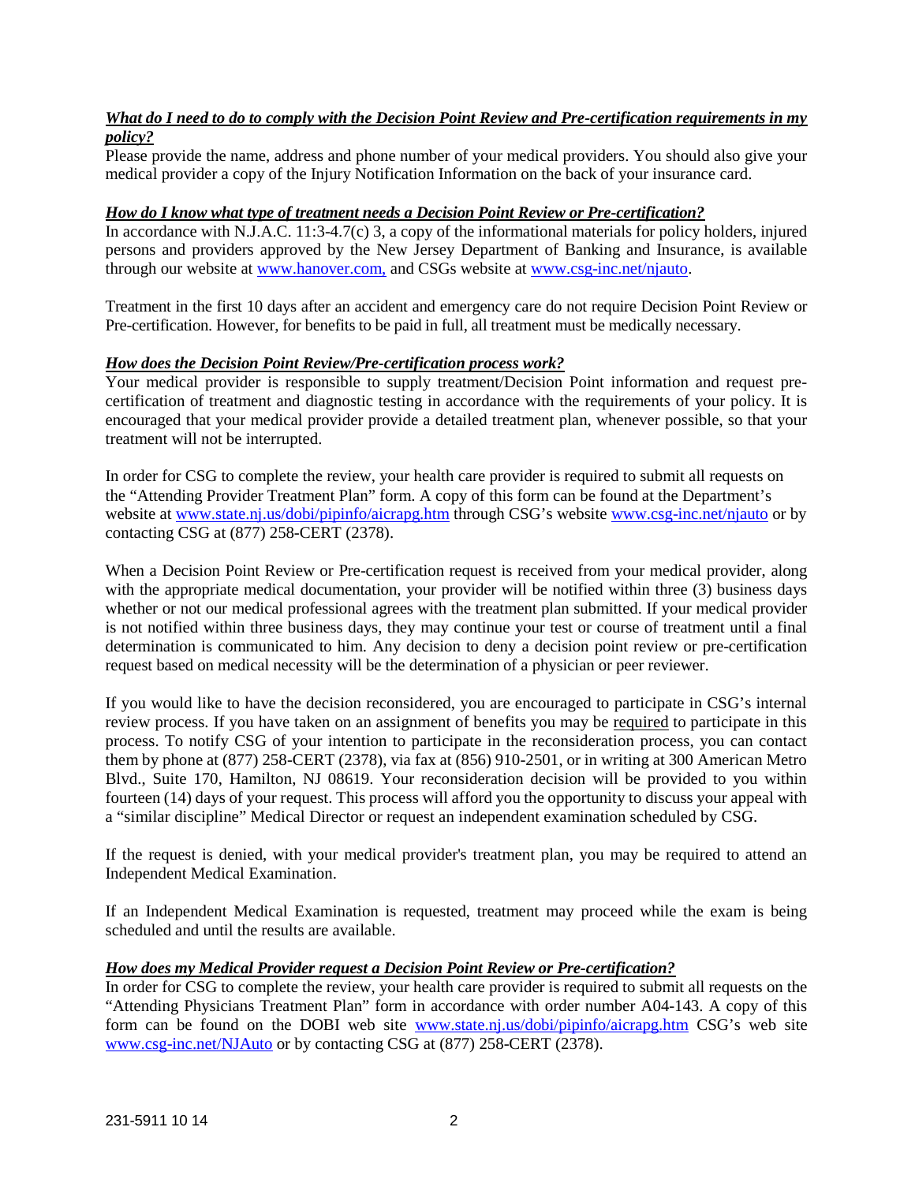***<u>What do I need to do to comply with the Decision Point Review and Pre-certification requirements in my policy?</u>***

Please provide the name, address and phone number of your medical providers. You should also give your medical provider a copy of the Injury Notification Information on the back of your insurance card.

***<u>How do I know what type of treatment needs a Decision Point Review or Pre-certification?</u>***

In accordance with N.J.A.C. 11:3-4.7(c) 3, a copy of the informational materials for policy holders, injured persons and providers approved by the New Jersey Department of Banking and Insurance, is available through our website at www.hanover.com, and CSGs website at www.csg-inc.net/njauto.

Treatment in the first 10 days after an accident and emergency care do not require Decision Point Review or Pre-certification. However, for benefits to be paid in full, all treatment must be medically necessary.

***<u>How does the Decision Point Review/Pre-certification process work?</u>***

Your medical provider is responsible to supply treatment/Decision Point information and request pre-certification of treatment and diagnostic testing in accordance with the requirements of your policy. It is encouraged that your medical provider provide a detailed treatment plan, whenever possible, so that your treatment will not be interrupted.

In order for CSG to complete the review, your health care provider is required to submit all requests on the "Attending Provider Treatment Plan" form. A copy of this form can be found at the Department's website at www.state.nj.us/dobi/pipinfo/aicrapg.htm through CSG's website www.csg-inc.net/njauto or by contacting CSG at (877) 258-CERT (2378).

When a Decision Point Review or Pre-certification request is received from your medical provider, along with the appropriate medical documentation, your provider will be notified within three (3) business days whether or not our medical professional agrees with the treatment plan submitted. If your medical provider is not notified within three business days, they may continue your test or course of treatment until a final determination is communicated to him. Any decision to deny a decision point review or pre-certification request based on medical necessity will be the determination of a physician or peer reviewer.

If you would like to have the decision reconsidered, you are encouraged to participate in CSG's internal review process. If you have taken on an assignment of benefits you may be <u>required</u> to participate in this process. To notify CSG of your intention to participate in the reconsideration process, you can contact them by phone at (877) 258-CERT (2378), via fax at (856) 910-2501, or in writing at 300 American Metro Blvd., Suite 170, Hamilton, NJ 08619. Your reconsideration decision will be provided to you within fourteen (14) days of your request. This process will afford you the opportunity to discuss your appeal with a "similar discipline" Medical Director or request an independent examination scheduled by CSG.

If the request is denied, with your medical provider's treatment plan, you may be required to attend an Independent Medical Examination.

If an Independent Medical Examination is requested, treatment may proceed while the exam is being scheduled and until the results are available.

***<u>How does my Medical Provider request a Decision Point Review or Pre-certification?</u>***

In order for CSG to complete the review, your health care provider is required to submit all requests on the "Attending Physicians Treatment Plan" form in accordance with order number A04-143. A copy of this form can be found on the DOBI web site www.state.nj.us/dobi/pipinfo/aicrapg.htm CSG's web site www.csg-inc.net/NJAuto or by contacting CSG at (877) 258-CERT (2378).

231-5911 10 14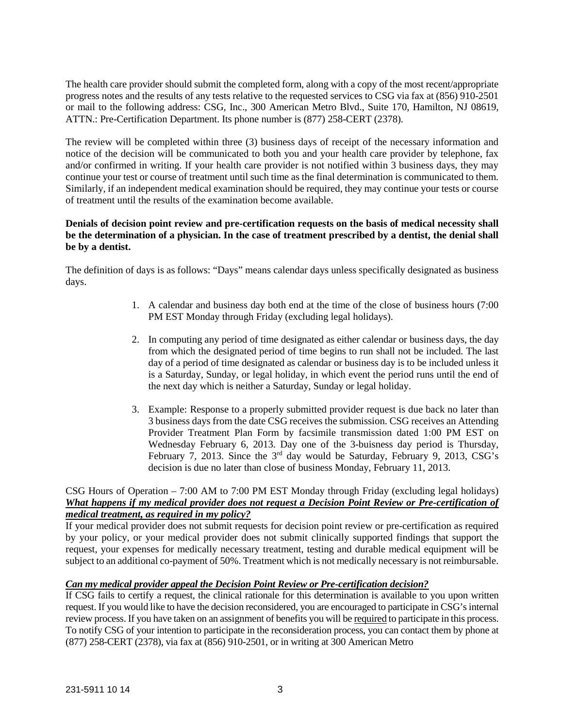The health care provider should submit the completed form, along with a copy of the most recent/appropriate progress notes and the results of any tests relative to the requested services to CSG via fax at (856) 910-2501 or mail to the following address: CSG, Inc., 300 American Metro Blvd., Suite 170, Hamilton, NJ 08619, ATTN.: Pre-Certification Department. Its phone number is (877) 258-CERT (2378).

The review will be completed within three (3) business days of receipt of the necessary information and notice of the decision will be communicated to both you and your health care provider by telephone, fax and/or confirmed in writing. If your health care provider is not notified within 3 business days, they may continue your test or course of treatment until such time as the final determination is communicated to them. Similarly, if an independent medical examination should be required, they may continue your tests or course of treatment until the results of the examination become available.

**Denials of decision point review and pre-certification requests on the basis of medical necessity shall be the determination of a physician. In the case of treatment prescribed by a dentist, the denial shall be by a dentist.**

The definition of days is as follows: "Days" means calendar days unless specifically designated as business days.

1. A calendar and business day both end at the time of the close of business hours (7:00 PM EST Monday through Friday (excluding legal holidays).
2. In computing any period of time designated as either calendar or business days, the day from which the designated period of time begins to run shall not be included. The last day of a period of time designated as calendar or business day is to be included unless it is a Saturday, Sunday, or legal holiday, in which event the period runs until the end of the next day which is neither a Saturday, Sunday or legal holiday.
3. Example: Response to a properly submitted provider request is due back no later than 3 business days from the date CSG receives the submission. CSG receives an Attending Provider Treatment Plan Form by facsimile transmission dated 1:00 PM EST on Wednesday February 6, 2013. Day one of the 3-buisness day period is Thursday, February 7, 2013. Since the 3rd day would be Saturday, February 9, 2013, CSG's decision is due no later than close of business Monday, February 11, 2013.

CSG Hours of Operation – 7:00 AM to 7:00 PM EST Monday through Friday (excluding legal holidays)

***What happens if my medical provider does not request a Decision Point Review or Pre-certification of medical treatment, as required in my policy?***

If your medical provider does not submit requests for decision point review or pre-certification as required by your policy, or your medical provider does not submit clinically supported findings that support the request, your expenses for medically necessary treatment, testing and durable medical equipment will be subject to an additional co-payment of 50%. Treatment which is not medically necessary is not reimbursable.

***Can my medical provider appeal the Decision Point Review or Pre-certification decision?***

If CSG fails to certify a request, the clinical rationale for this determination is available to you upon written request. If you would like to have the decision reconsidered, you are encouraged to participate in CSG's internal review process. If you have taken on an assignment of benefits you will be required to participate in this process. To notify CSG of your intention to participate in the reconsideration process, you can contact them by phone at (877) 258-CERT (2378), via fax at (856) 910-2501, or in writing at 300 American Metro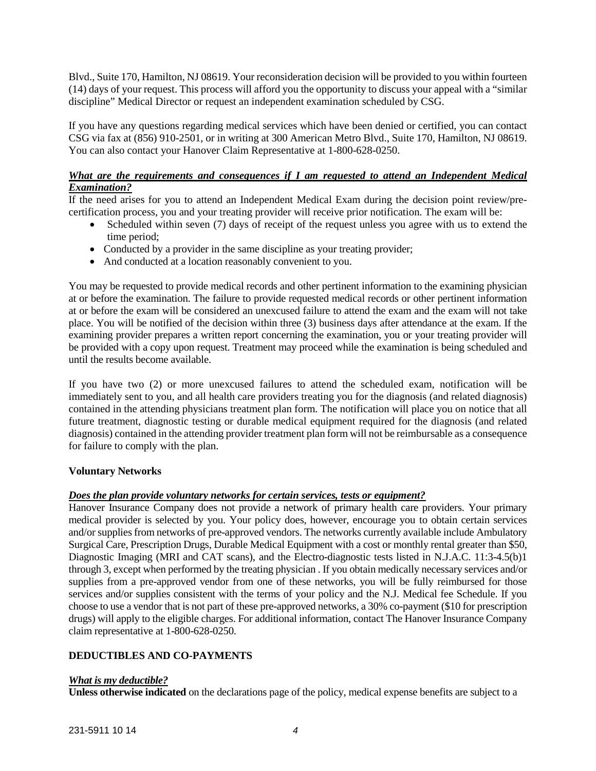Blvd., Suite 170, Hamilton, NJ 08619. Your reconsideration decision will be provided to you within fourteen (14) days of your request. This process will afford you the opportunity to discuss your appeal with a "similar discipline" Medical Director or request an independent examination scheduled by CSG.

If you have any questions regarding medical services which have been denied or certified, you can contact CSG via fax at (856) 910-2501, or in writing at 300 American Metro Blvd., Suite 170, Hamilton, NJ 08619. You can also contact your Hanover Claim Representative at 1-800-628-0250.

***What are the requirements and consequences if I am requested to attend an Independent Medical Examination?***

If the need arises for you to attend an Independent Medical Exam during the decision point review/pre-certification process, you and your treating provider will receive prior notification. The exam will be:

- Scheduled within seven (7) days of receipt of the request unless you agree with us to extend the time period;
- Conducted by a provider in the same discipline as your treating provider;
- And conducted at a location reasonably convenient to you.

You may be requested to provide medical records and other pertinent information to the examining physician at or before the examination. The failure to provide requested medical records or other pertinent information at or before the exam will be considered an unexcused failure to attend the exam and the exam will not take place. You will be notified of the decision within three (3) business days after attendance at the exam. If the examining provider prepares a written report concerning the examination, you or your treating provider will be provided with a copy upon request. Treatment may proceed while the examination is being scheduled and until the results become available.

If you have two (2) or more unexcused failures to attend the scheduled exam, notification will be immediately sent to you, and all health care providers treating you for the diagnosis (and related diagnosis) contained in the attending physicians treatment plan form. The notification will place you on notice that all future treatment, diagnostic testing or durable medical equipment required for the diagnosis (and related diagnosis) contained in the attending provider treatment plan form will not be reimbursable as a consequence for failure to comply with the plan.

**Voluntary Networks**

***Does the plan provide voluntary networks for certain services, tests or equipment?***

Hanover Insurance Company does not provide a network of primary health care providers. Your primary medical provider is selected by you. Your policy does, however, encourage you to obtain certain services and/or supplies from networks of pre-approved vendors. The networks currently available include Ambulatory Surgical Care, Prescription Drugs, Durable Medical Equipment with a cost or monthly rental greater than $50, Diagnostic Imaging (MRI and CAT scans), and the Electro-diagnostic tests listed in N.J.A.C. 11:3-4.5(b)1 through 3, except when performed by the treating physician . If you obtain medically necessary services and/or supplies from a pre-approved vendor from one of these networks, you will be fully reimbursed for those services and/or supplies consistent with the terms of your policy and the N.J. Medical fee Schedule. If you choose to use a vendor that is not part of these pre-approved networks, a 30% co-payment ($10 for prescription drugs) will apply to the eligible charges. For additional information, contact The Hanover Insurance Company claim representative at 1-800-628-0250.

## DEDUCTIBLES AND CO-PAYMENTS

***What is my deductible?***

**Unless otherwise indicated** on the declarations page of the policy, medical expense benefits are subject to a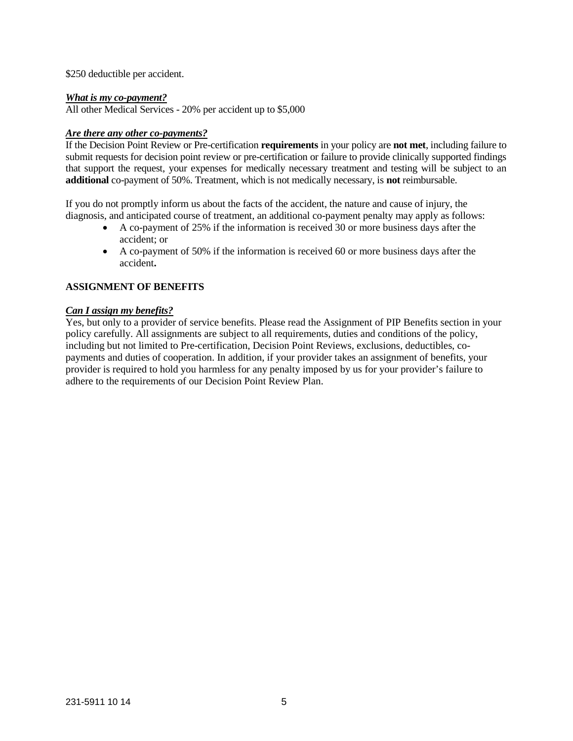$250 deductible per accident.

***What is my co-payment?***

All other Medical Services - 20% per accident up to $5,000

***Are there any other co-payments?***

If the Decision Point Review or Pre-certification **requirements** in your policy are **not met**, including failure to submit requests for decision point review or pre-certification or failure to provide clinically supported findings that support the request, your expenses for medically necessary treatment and testing will be subject to an **additional** co-payment of 50%. Treatment, which is not medically necessary, is **not** reimbursable.

If you do not promptly inform us about the facts of the accident, the nature and cause of injury, the diagnosis, and anticipated course of treatment, an additional co-payment penalty may apply as follows:

- A co-payment of 25% if the information is received 30 or more business days after the accident; or
- A co-payment of 50% if the information is received 60 or more business days after the accident**.**

**ASSIGNMENT OF BENEFITS**

***Can I assign my benefits?***

Yes, but only to a provider of service benefits. Please read the Assignment of PIP Benefits section in your policy carefully. All assignments are subject to all requirements, duties and conditions of the policy, including but not limited to Pre-certification, Decision Point Reviews, exclusions, deductibles, co-payments and duties of cooperation. In addition, if your provider takes an assignment of benefits, your provider is required to hold you harmless for any penalty imposed by us for your provider's failure to adhere to the requirements of our Decision Point Review Plan.

231-5911 10 14